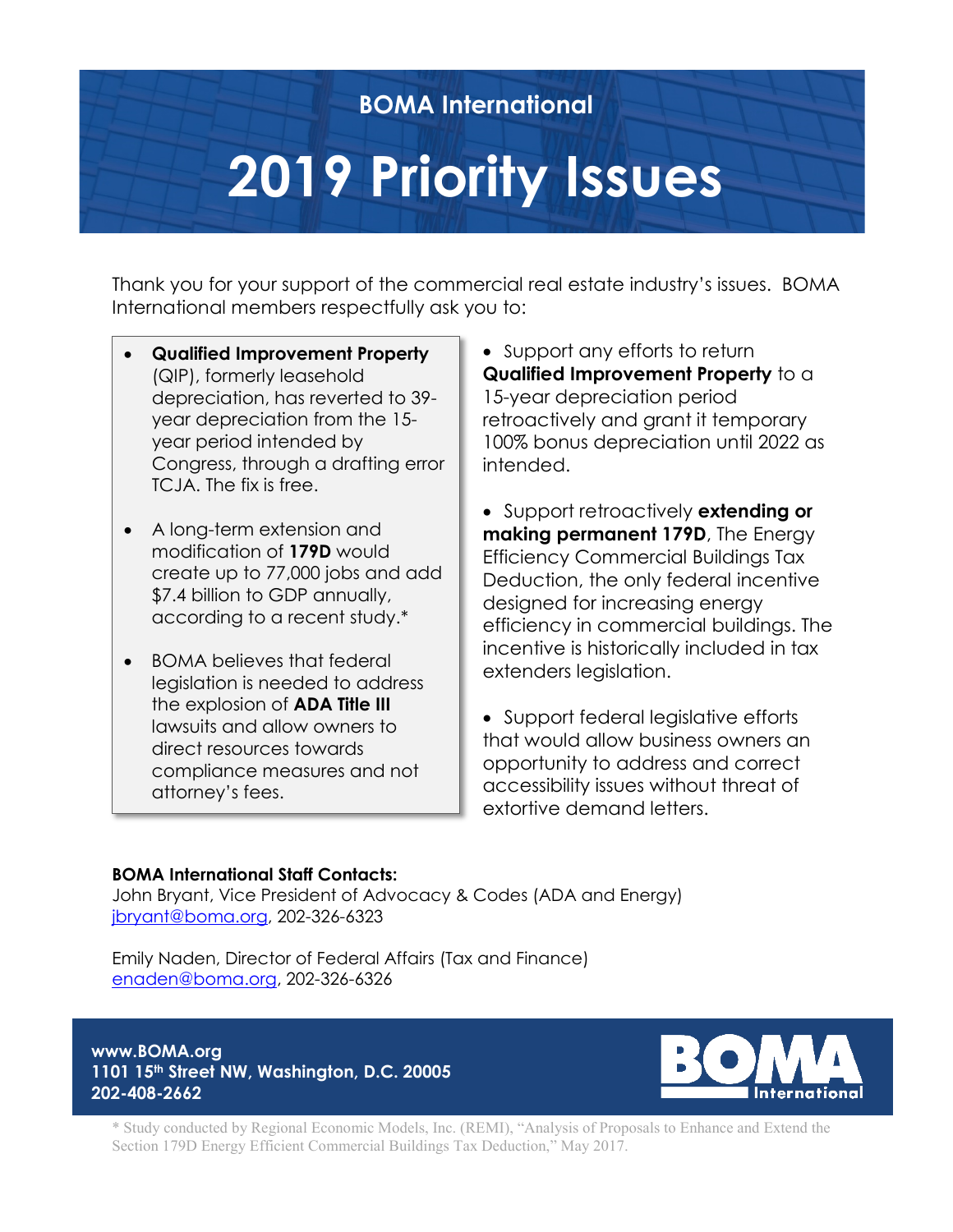**BOMA International**

# 2019 Priority Issues

Thank you for your support of the commercial real estate industry's issues. BOMA International members respectfully ask you to:

- **Qualified Improvement Property** (QIP), formerly leasehold depreciation, has reverted to 39-year depreciation from the 15-year period intended by Congress, through a drafting error TCJA. The fix is free.
- A long-term extension and modification of **179D** would create up to 77,000 jobs and add $7.4 billion to GDP annually, according to a recent study.*
- BOMA believes that federal legislation is needed to address the explosion of **ADA Title III** lawsuits and allow owners to direct resources towards compliance measures and not attorney's fees.

- Support any efforts to return **Qualified Improvement Property** to a 15-year depreciation period retroactively and grant it temporary 100% bonus depreciation until 2022 as intended.
- Support retroactively **extending or making permanent 179D**, The Energy Efficiency Commercial Buildings Tax Deduction, the only federal incentive designed for increasing energy efficiency in commercial buildings. The incentive is historically included in tax extenders legislation.
- Support federal legislative efforts that would allow business owners an opportunity to address and correct accessibility issues without threat of extortive demand letters.

**BOMA International Staff Contacts:**
John Bryant, Vice President of Advocacy & Codes (ADA and Energy)
jbryant@boma.org, 202-326-6323

Emily Naden, Director of Federal Affairs (Tax and Finance)
enaden@boma.org, 202-326-6326

**www.BOMA.org**
**1101 15th Street NW, Washington, D.C. 20005**
**202-408-2662**

BOMA International

\* Study conducted by Regional Economic Models, Inc. (REMI), "Analysis of Proposals to Enhance and Extend the Section 179D Energy Efficient Commercial Buildings Tax Deduction," May 2017.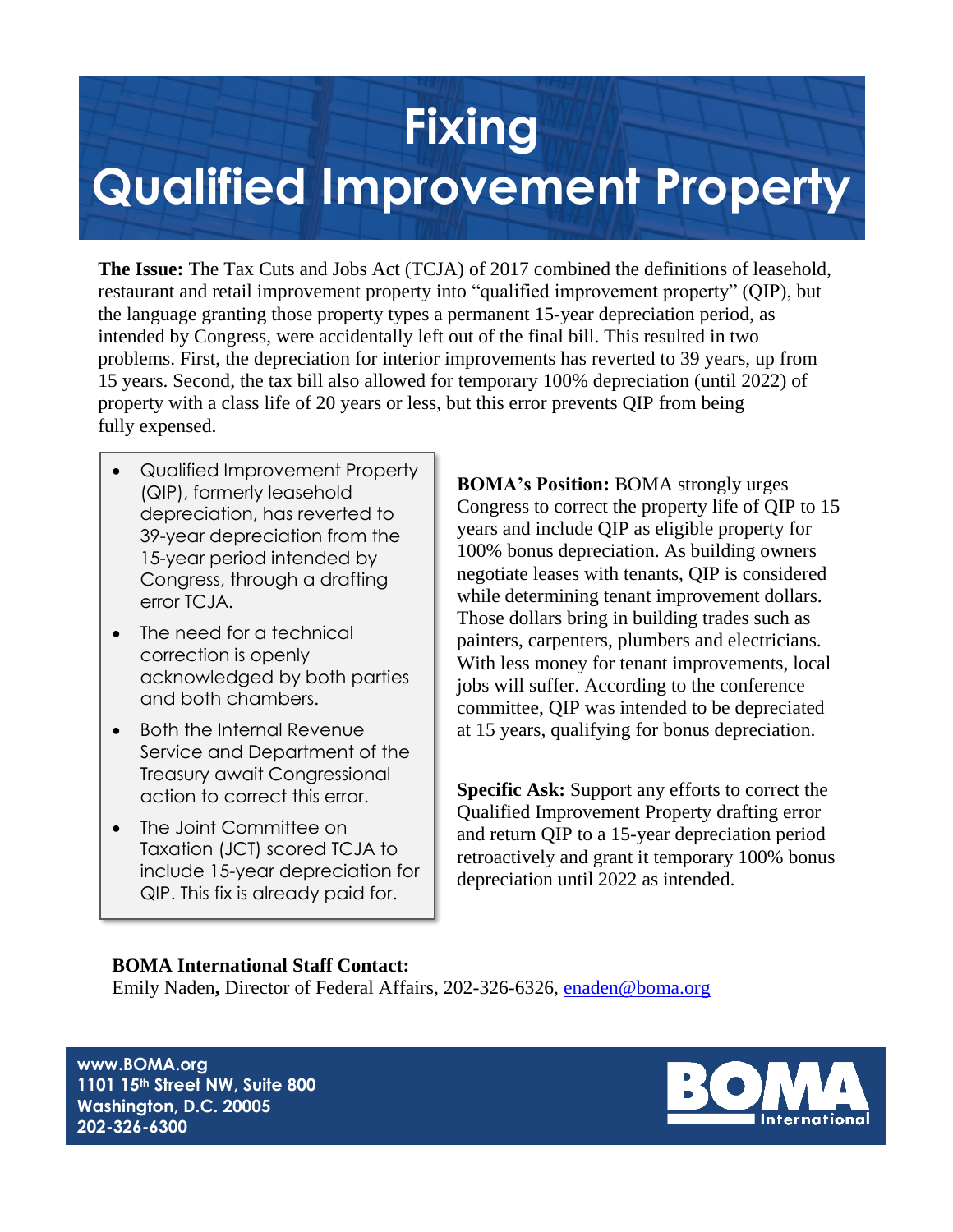# Fixing Qualified Improvement Property

**The Issue:** The Tax Cuts and Jobs Act (TCJA) of 2017 combined the definitions of leasehold, restaurant and retail improvement property into "qualified improvement property" (QIP), but the language granting those property types a permanent 15-year depreciation period, as intended by Congress, were accidentally left out of the final bill. This resulted in two problems. First, the depreciation for interior improvements has reverted to 39 years, up from 15 years. Second, the tax bill also allowed for temporary 100% depreciation (until 2022) of property with a class life of 20 years or less, but this error prevents QIP from being fully expensed.

- Qualified Improvement Property (QIP), formerly leasehold depreciation, has reverted to 39-year depreciation from the 15-year period intended by Congress, through a drafting error TCJA.
- The need for a technical correction is openly acknowledged by both parties and both chambers.
- Both the Internal Revenue Service and Department of the Treasury await Congressional action to correct this error.
- The Joint Committee on Taxation (JCT) scored TCJA to include 15-year depreciation for QIP. This fix is already paid for.

**BOMA's Position:** BOMA strongly urges Congress to correct the property life of QIP to 15 years and include QIP as eligible property for 100% bonus depreciation. As building owners negotiate leases with tenants, QIP is considered while determining tenant improvement dollars. Those dollars bring in building trades such as painters, carpenters, plumbers and electricians. With less money for tenant improvements, local jobs will suffer. According to the conference committee, QIP was intended to be depreciated at 15 years, qualifying for bonus depreciation.

**Specific Ask:** Support any efforts to correct the Qualified Improvement Property drafting error and return QIP to a 15-year depreciation period retroactively and grant it temporary 100% bonus depreciation until 2022 as intended.

**BOMA International Staff Contact:**
Emily Naden**,** Director of Federal Affairs, 202-326-6326, enaden@boma.org

**www.BOMA.org**
**1101 15th Street NW, Suite 800**
**Washington, D.C. 20005**
**202-326-6300**

BOMA International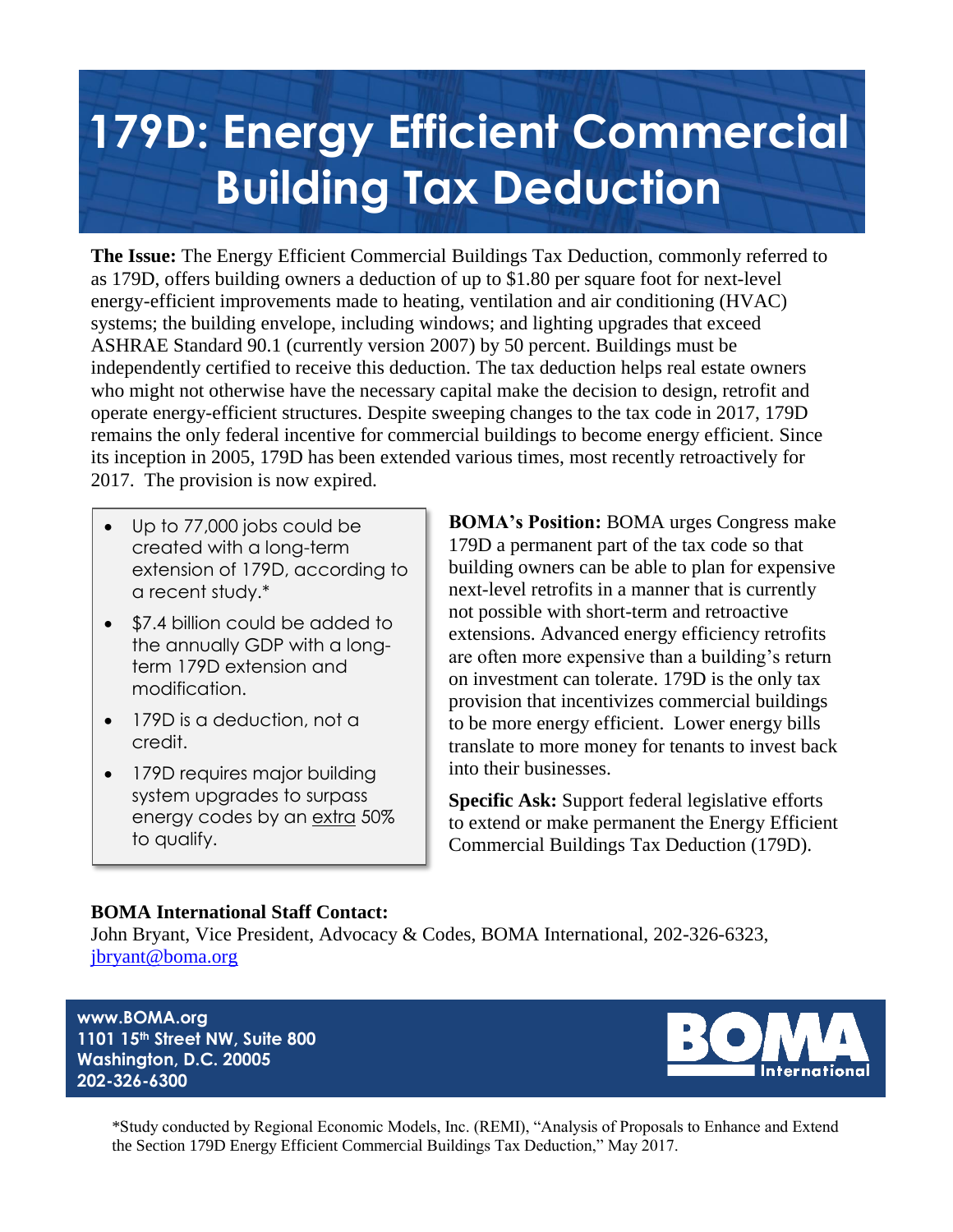# 179D: Energy Efficient Commercial Building Tax Deduction

**The Issue:** The Energy Efficient Commercial Buildings Tax Deduction, commonly referred to as 179D, offers building owners a deduction of up to $1.80 per square foot for next-level energy-efficient improvements made to heating, ventilation and air conditioning (HVAC) systems; the building envelope, including windows; and lighting upgrades that exceed ASHRAE Standard 90.1 (currently version 2007) by 50 percent. Buildings must be independently certified to receive this deduction. The tax deduction helps real estate owners who might not otherwise have the necessary capital make the decision to design, retrofit and operate energy-efficient structures. Despite sweeping changes to the tax code in 2017, 179D remains the only federal incentive for commercial buildings to become energy efficient. Since its inception in 2005, 179D has been extended various times, most recently retroactively for 2017. The provision is now expired.

- Up to 77,000 jobs could be created with a long-term extension of 179D, according to a recent study.*
- $7.4 billion could be added to the annually GDP with a long-term 179D extension and modification.
- 179D is a deduction, not a credit.
- 179D requires major building system upgrades to surpass energy codes by an extra 50% to qualify.

**BOMA's Position:** BOMA urges Congress make 179D a permanent part of the tax code so that building owners can be able to plan for expensive next-level retrofits in a manner that is currently not possible with short-term and retroactive extensions. Advanced energy efficiency retrofits are often more expensive than a building's return on investment can tolerate. 179D is the only tax provision that incentivizes commercial buildings to be more energy efficient. Lower energy bills translate to more money for tenants to invest back into their businesses.

**Specific Ask:** Support federal legislative efforts to extend or make permanent the Energy Efficient Commercial Buildings Tax Deduction (179D).

**BOMA International Staff Contact:**
John Bryant, Vice President, Advocacy & Codes, BOMA International, 202-326-6323, jbryant@boma.org

**www.BOMA.org**
**1101 15th Street NW, Suite 800**
**Washington, D.C. 20005**
**202-326-6300**

BOMA International

*Study conducted by Regional Economic Models, Inc. (REMI), "Analysis of Proposals to Enhance and Extend the Section 179D Energy Efficient Commercial Buildings Tax Deduction," May 2017.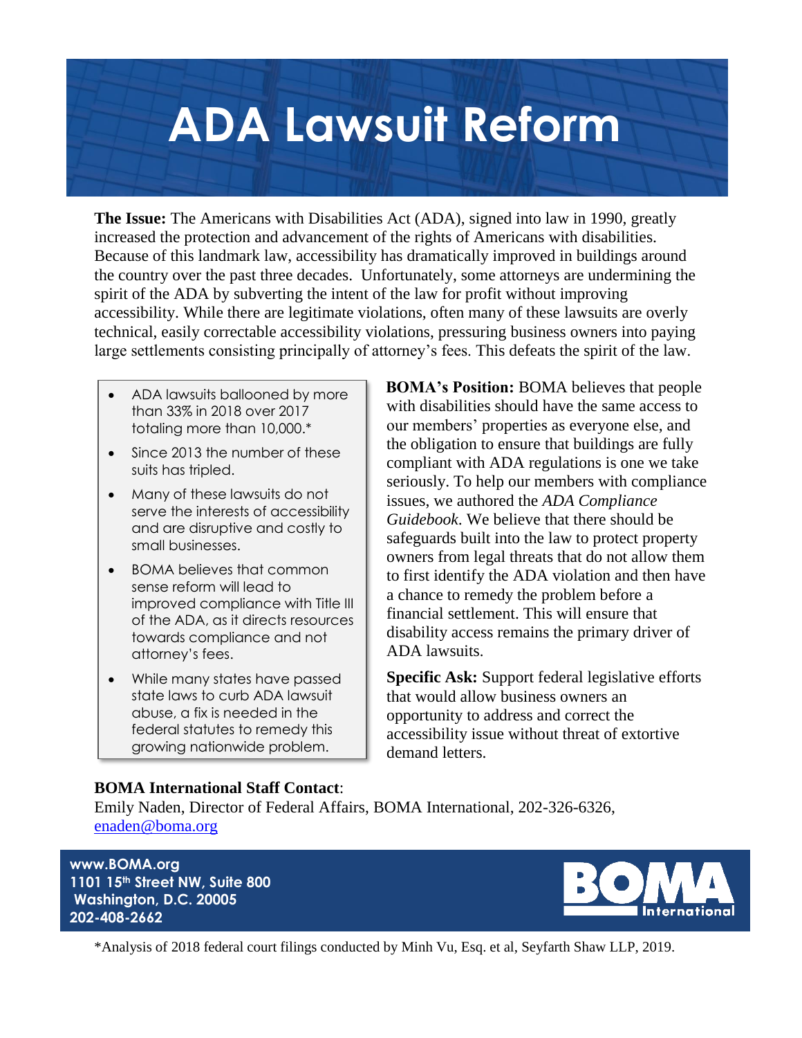# ADA Lawsuit Reform

**The Issue:** The Americans with Disabilities Act (ADA), signed into law in 1990, greatly increased the protection and advancement of the rights of Americans with disabilities. Because of this landmark law, accessibility has dramatically improved in buildings around the country over the past three decades. Unfortunately, some attorneys are undermining the spirit of the ADA by subverting the intent of the law for profit without improving accessibility. While there are legitimate violations, often many of these lawsuits are overly technical, easily correctable accessibility violations, pressuring business owners into paying large settlements consisting principally of attorney's fees. This defeats the spirit of the law.

- ADA lawsuits ballooned by more than 33% in 2018 over 2017 totaling more than 10,000.*
- Since 2013 the number of these suits has tripled.
- Many of these lawsuits do not serve the interests of accessibility and are disruptive and costly to small businesses.
- BOMA believes that common sense reform will lead to improved compliance with Title III of the ADA, as it directs resources towards compliance and not attorney's fees.
- While many states have passed state laws to curb ADA lawsuit abuse, a fix is needed in the federal statutes to remedy this growing nationwide problem.

**BOMA's Position:** BOMA believes that people with disabilities should have the same access to our members' properties as everyone else, and the obligation to ensure that buildings are fully compliant with ADA regulations is one we take seriously. To help our members with compliance issues, we authored the *ADA Compliance Guidebook*. We believe that there should be safeguards built into the law to protect property owners from legal threats that do not allow them to first identify the ADA violation and then have a chance to remedy the problem before a financial settlement. This will ensure that disability access remains the primary driver of ADA lawsuits.

**Specific Ask:** Support federal legislative efforts that would allow business owners an opportunity to address and correct the accessibility issue without threat of extortive demand letters.

**BOMA International Staff Contact**:
Emily Naden, Director of Federal Affairs, BOMA International, 202-326-6326, enaden@boma.org

**www.BOMA.org**
**1101 15th Street NW, Suite 800**
**Washington, D.C. 20005**
**202-408-2662**

BOMA International

*Analysis of 2018 federal court filings conducted by Minh Vu, Esq. et al, Seyfarth Shaw LLP, 2019.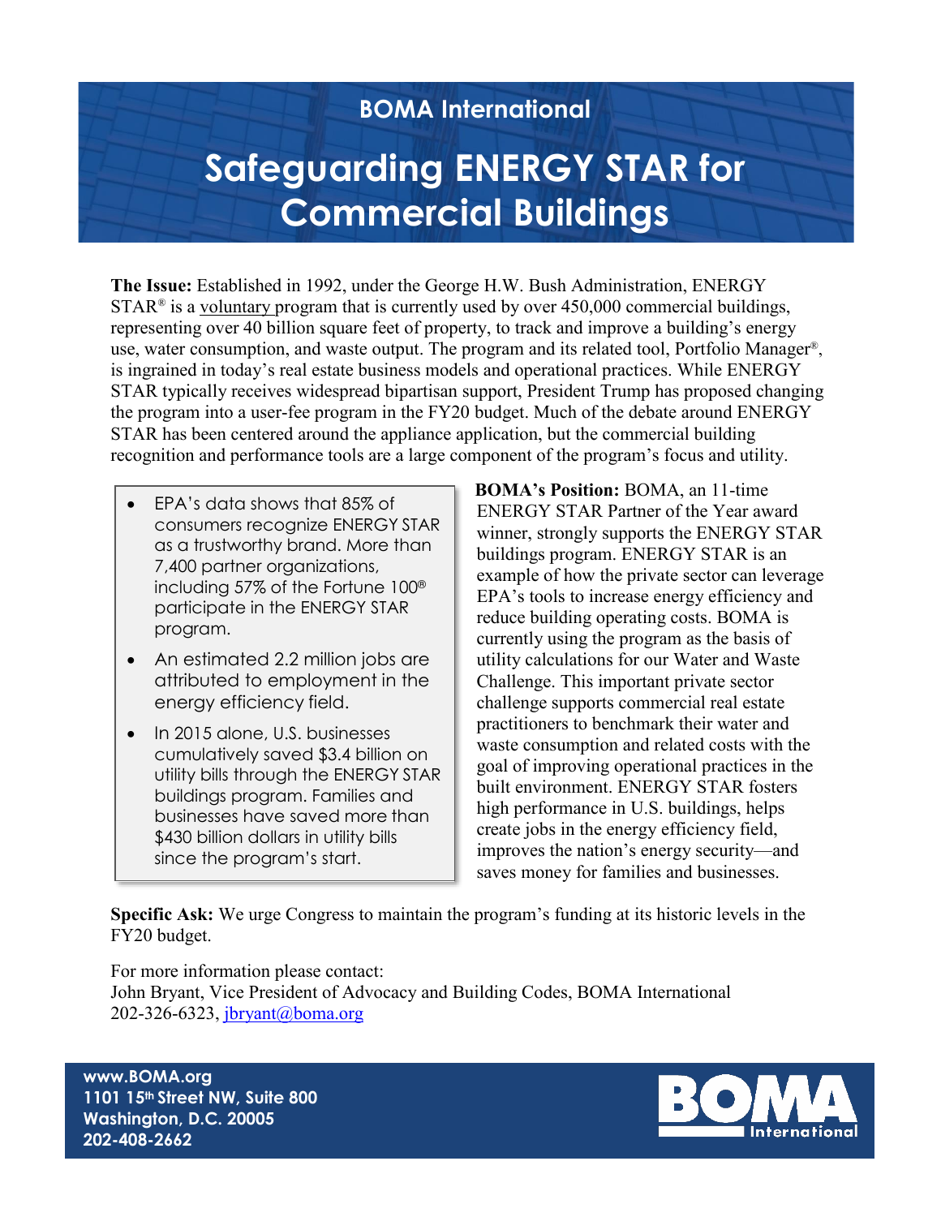## BOMA International

# Safeguarding ENERGY STAR for Commercial Buildings

**The Issue:** Established in 1992, under the George H.W. Bush Administration, ENERGY STAR® is a voluntary program that is currently used by over 450,000 commercial buildings, representing over 40 billion square feet of property, to track and improve a building's energy use, water consumption, and waste output. The program and its related tool, Portfolio Manager®, is ingrained in today's real estate business models and operational practices. While ENERGY STAR typically receives widespread bipartisan support, President Trump has proposed changing the program into a user-fee program in the FY20 budget. Much of the debate around ENERGY STAR has been centered around the appliance application, but the commercial building recognition and performance tools are a large component of the program's focus and utility.

- EPA's data shows that 85% of consumers recognize ENERGY STAR as a trustworthy brand. More than 7,400 partner organizations, including 57% of the Fortune 100® participate in the ENERGY STAR program.
- An estimated 2.2 million jobs are attributed to employment in the energy efficiency field.
- In 2015 alone, U.S. businesses cumulatively saved $3.4 billion on utility bills through the ENERGY STAR buildings program. Families and businesses have saved more than $430 billion dollars in utility bills since the program's start.

**BOMA's Position:** BOMA, an 11-time ENERGY STAR Partner of the Year award winner, strongly supports the ENERGY STAR buildings program. ENERGY STAR is an example of how the private sector can leverage EPA's tools to increase energy efficiency and reduce building operating costs. BOMA is currently using the program as the basis of utility calculations for our Water and Waste Challenge. This important private sector challenge supports commercial real estate practitioners to benchmark their water and waste consumption and related costs with the goal of improving operational practices in the built environment. ENERGY STAR fosters high performance in U.S. buildings, helps create jobs in the energy efficiency field, improves the nation's energy security—and saves money for families and businesses.

**Specific Ask:** We urge Congress to maintain the program's funding at its historic levels in the FY20 budget.

For more information please contact:
John Bryant, Vice President of Advocacy and Building Codes, BOMA International
202-326-6323, jbryant@boma.org

**www.BOMA.org**
**1101 15th Street NW, Suite 800**
**Washington, D.C. 20005**
**202-408-2662**

BOMA International